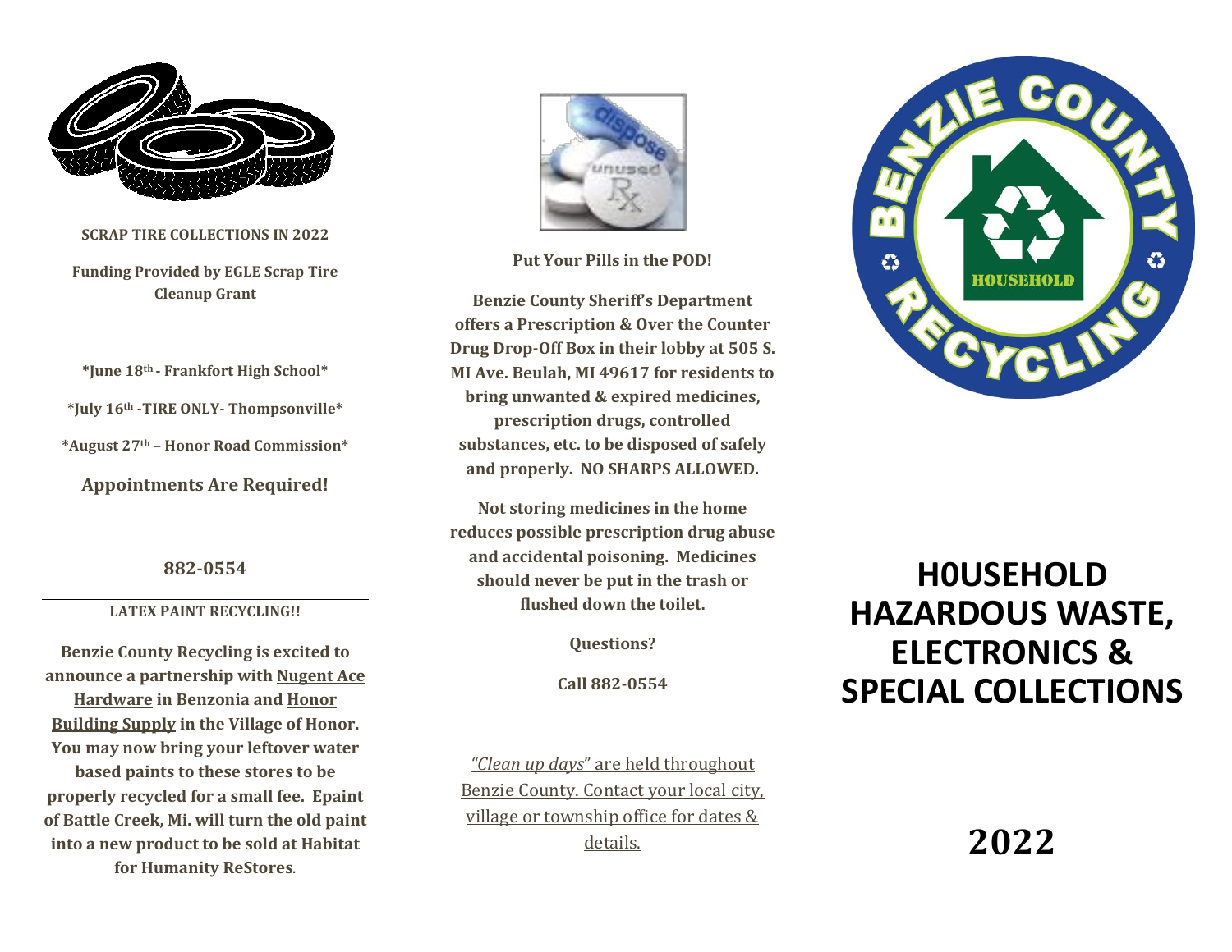**SCRAP TIRE COLLECTIONS IN 2022**

**Funding Provided by EGLE Scrap Tire Cleanup Grant**

---

**\*June 18th - Frankfort High School\***

**\*July 16th -TIRE ONLY- Thompsonville\***

**\*August 27th – Honor Road Commission\***

**Appointments Are Required!**

**882-0554**

---

**LATEX PAINT RECYCLING!!**

---

**Benzie County Recycling is excited to announce a partnership with Nugent Ace Hardware in Benzonia and Honor Building Supply in the Village of Honor. You may now bring your leftover water based paints to these stores to be properly recycled for a small fee. Epaint of Battle Creek, Mi. will turn the old paint into a new product to be sold at Habitat for Humanity ReStores.**

**Put Your Pills in the POD!**

**Benzie County Sheriff's Department offers a Prescription & Over the Counter Drug Drop-Off Box in their lobby at 505 S. MI Ave. Beulah, MI 49617 for residents to bring unwanted & expired medicines, prescription drugs, controlled substances, etc. to be disposed of safely and properly. NO SHARPS ALLOWED.**

**Not storing medicines in the home reduces possible prescription drug abuse and accidental poisoning. Medicines should never be put in the trash or flushed down the toilet.**

**Questions?**

**Call 882-0554**

*"Clean up days"* are held throughout Benzie County. Contact your local city, village or township office for dates & details.

BENZIE COUNTY HOUSEHOLD RECYCLING

# H0USEHOLD HAZARDOUS WASTE, ELECTRONICS & SPECIAL COLLECTIONS

# 2022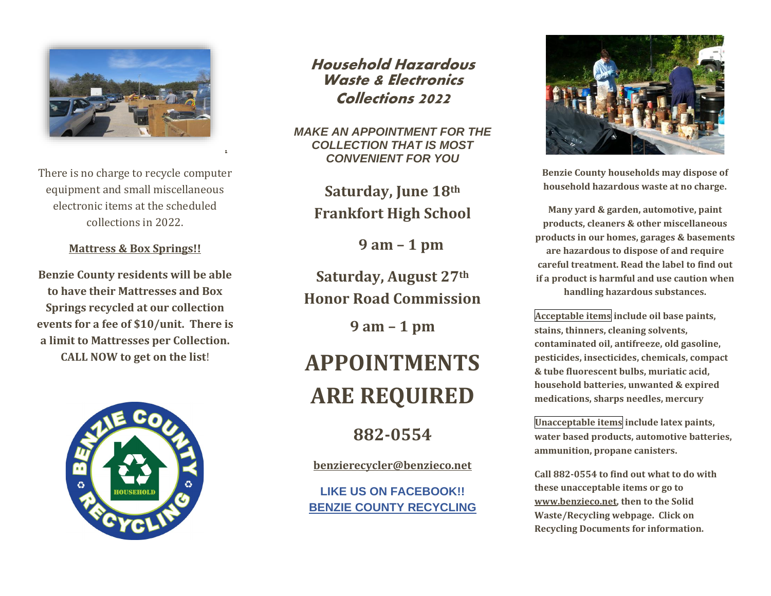There is no charge to recycle computer equipment and small miscellaneous electronic items at the scheduled collections in 2022.

**Mattress & Box Springs!!**

**Benzie County residents will be able to have their Mattresses and Box Springs recycled at our collection events for a fee of $10/unit. There is a limit to Mattresses per Collection. CALL NOW to get on the list!**

# Household Hazardous Waste & Electronics Collections 2022

*MAKE AN APPOINTMENT FOR THE COLLECTION THAT IS MOST CONVENIENT FOR YOU*

**Saturday, June 18th**
**Frankfort High School**

**9 am – 1 pm**

**Saturday, August 27th**
**Honor Road Commission**

**9 am – 1 pm**

# APPOINTMENTS ARE REQUIRED

## 882-0554

**benzierecycler@benzieco.net**

**LIKE US ON FACEBOOK!!**
**BENZIE COUNTY RECYCLING**

**Benzie County households may dispose of household hazardous waste at no charge.**

**Many yard & garden, automotive, paint products, cleaners & other miscellaneous products in our homes, garages & basements are hazardous to dispose of and require careful treatment. Read the label to find out if a product is harmful and use caution when handling hazardous substances.**

**Acceptable items include oil base paints, stains, thinners, cleaning solvents, contaminated oil, antifreeze, old gasoline, pesticides, insecticides, chemicals, compact & tube fluorescent bulbs, muriatic acid, household batteries, unwanted & expired medications, sharps needles, mercury**

**Unacceptable items include latex paints, water based products, automotive batteries, ammunition, propane canisters.**

**Call 882-0554 to find out what to do with these unacceptable items or go to www.benzieco.net, then to the Solid Waste/Recycling webpage. Click on Recycling Documents for information.**